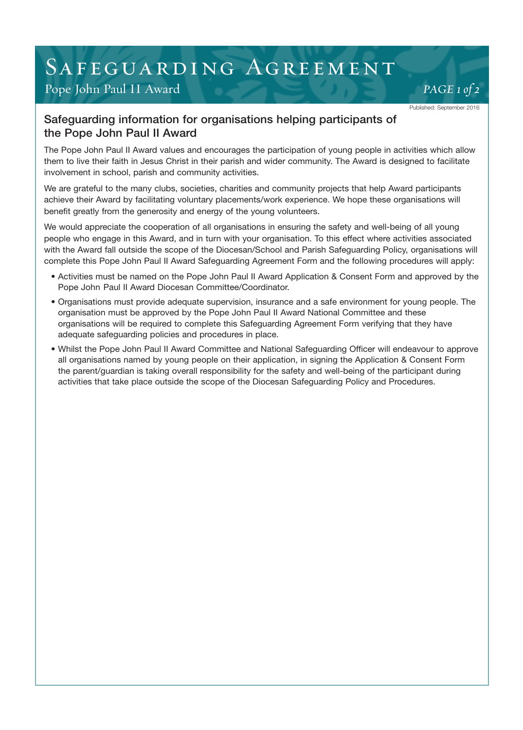# Safeguarding Agreement

Pope John Paul II Award

Published: September 2016

## Safeguarding information for organisations helping participants of the Pope John Paul II Award

The Pope John Paul II Award values and encourages the participation of young people in activities which allow them to live their faith in Jesus Christ in their parish and wider community. The Award is designed to facilitate involvement in school, parish and community activities.

We are grateful to the many clubs, societies, charities and community projects that help Award participants achieve their Award by facilitating voluntary placements/work experience. We hope these organisations will benefit greatly from the generosity and energy of the young volunteers.

We would appreciate the cooperation of all organisations in ensuring the safety and well-being of all young people who engage in this Award, and in turn with your organisation. To this effect where activities associated with the Award fall outside the scope of the Diocesan/School and Parish Safeguarding Policy, organisations will complete this Pope John Paul II Award Safeguarding Agreement Form and the following procedures will apply:

- Activities must be named on the Pope John Paul II Award Application & Consent Form and approved by the Pope John Paul II Award Diocesan Committee/Coordinator.
- Organisations must provide adequate supervision, insurance and a safe environment for young people. The organisation must be approved by the Pope John Paul II Award National Committee and these organisations will be required to complete this Safeguarding Agreement Form verifying that they have adequate safeguarding policies and procedures in place.
- Whilst the Pope John Paul II Award Committee and National Safeguarding Officer will endeavour to approve all organisations named by young people on their application, in signing the Application & Consent Form the parent/guardian is taking overall responsibility for the safety and well-being of the participant during activities that take place outside the scope of the Diocesan Safeguarding Policy and Procedures.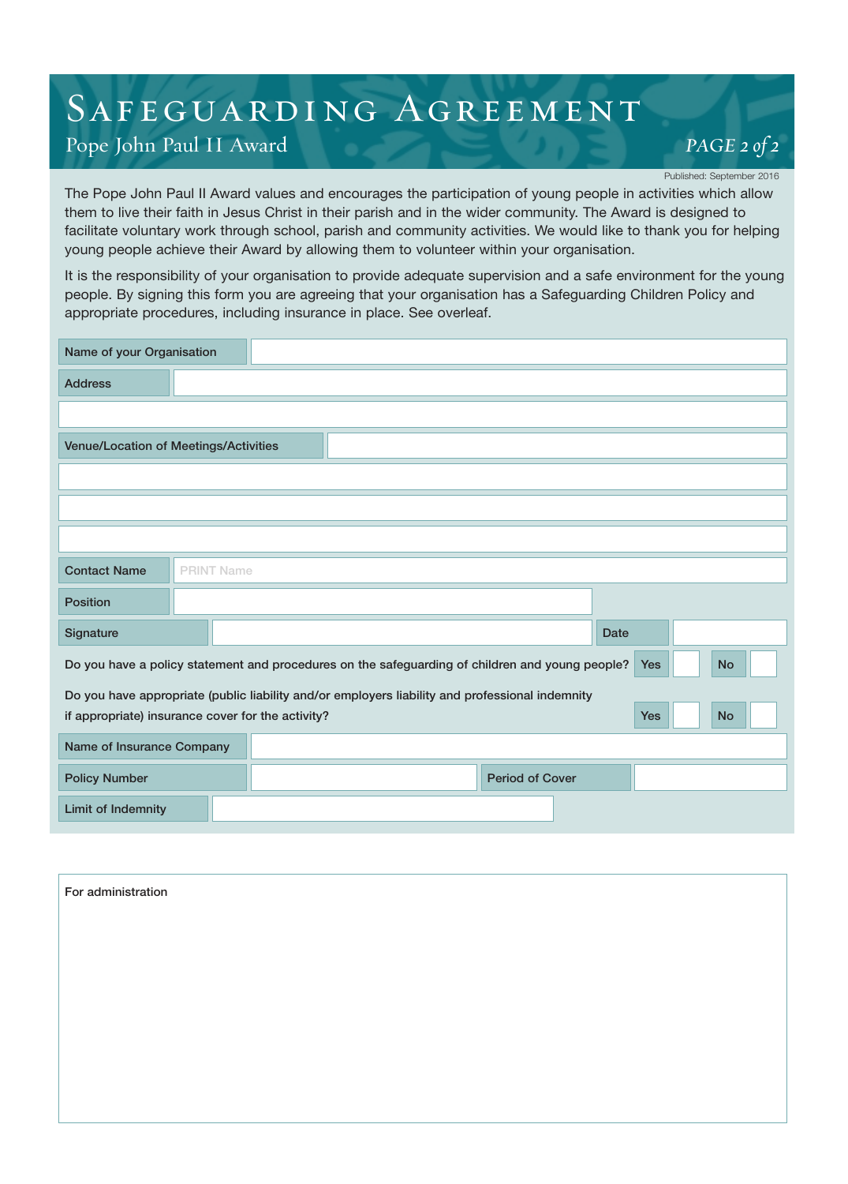# Safeguarding Agreement

## Pope John Paul II Award

*PAGE 2 of 2*

Published: September 2016

The Pope John Paul II Award values and encourages the participation of young people in activities which allow them to live their faith in Jesus Christ in their parish and in the wider community. The Award is designed to facilitate voluntary work through school, parish and community activities. We would like to thank you for helping young people achieve their Award by allowing them to volunteer within your organisation.

It is the responsibility of your organisation to provide adequate supervision and a safe environment for the young people. By signing this form you are agreeing that your organisation has a Safeguarding Children Policy and appropriate procedures, including insurance in place. See overleaf.

| | |
|---|---|
| Name of your Organisation | |
| Address | |
| | |
| Venue/Location of Meetings/Activities | |
| | |
| | |
| | |
| Contact Name | PRINT Name |
| Position | |

| | | | |
|---|---|---|---|
| Signature | | Date | |

| | | | | |
|---|---|---|---|---|
| Do you have a policy statement and procedures on the safeguarding of children and young people? | Yes | | No | |
| Do you have appropriate (public liability and/or employers liability and professional indemnity if appropriate) insurance cover for the activity? | Yes | | No | |

| | | | |
|---|---|---|---|
| Name of Insurance Company | | | |
| Policy Number | | Period of Cover | |
| Limit of Indemnity | | | |

For administration